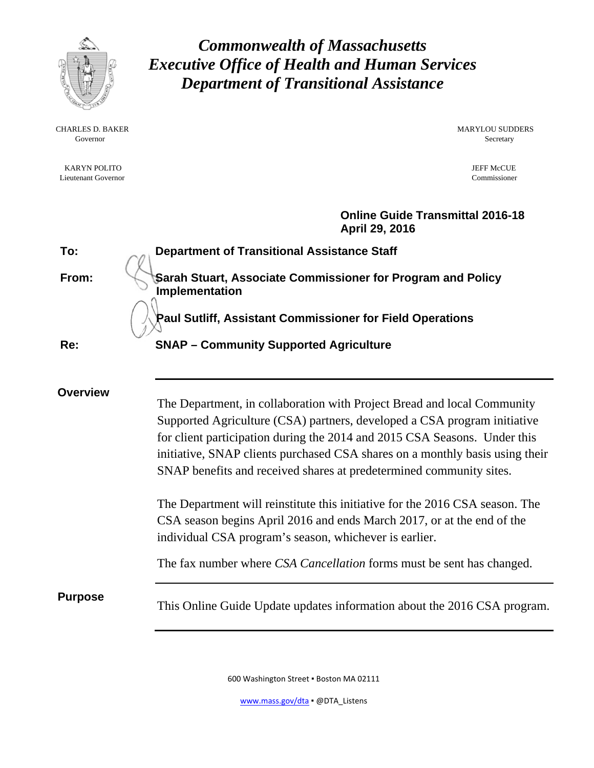# *Commonwealth of Massachusetts*
# *Executive Office of Health and Human Services*
# *Department of Transitional Assistance*

CHARLES D. BAKER
Governor

KARYN POLITO
Lieutenant Governor

MARYLOU SUDDERS
Secretary

JEFF McCUE
Commissioner

**Online Guide Transmittal 2016-18**
**April 29, 2016**

**To:** **Department of Transitional Assistance Staff**

**From:** **Sarah Stuart, Associate Commissioner for Program and Policy Implementation**

**Paul Sutliff, Assistant Commissioner for Field Operations**

**Re:** **SNAP – Community Supported Agriculture**

---

## Overview

The Department, in collaboration with Project Bread and local Community Supported Agriculture (CSA) partners, developed a CSA program initiative for client participation during the 2014 and 2015 CSA Seasons. Under this initiative, SNAP clients purchased CSA shares on a monthly basis using their SNAP benefits and received shares at predetermined community sites.

The Department will reinstitute this initiative for the 2016 CSA season. The CSA season begins April 2016 and ends March 2017, or at the end of the individual CSA program's season, whichever is earlier.

The fax number where *CSA Cancellation* forms must be sent has changed.

---

## Purpose

This Online Guide Update updates information about the 2016 CSA program.

---

600 Washington Street ▪ Boston MA 02111

www.mass.gov/dta ▪ @DTA_Listens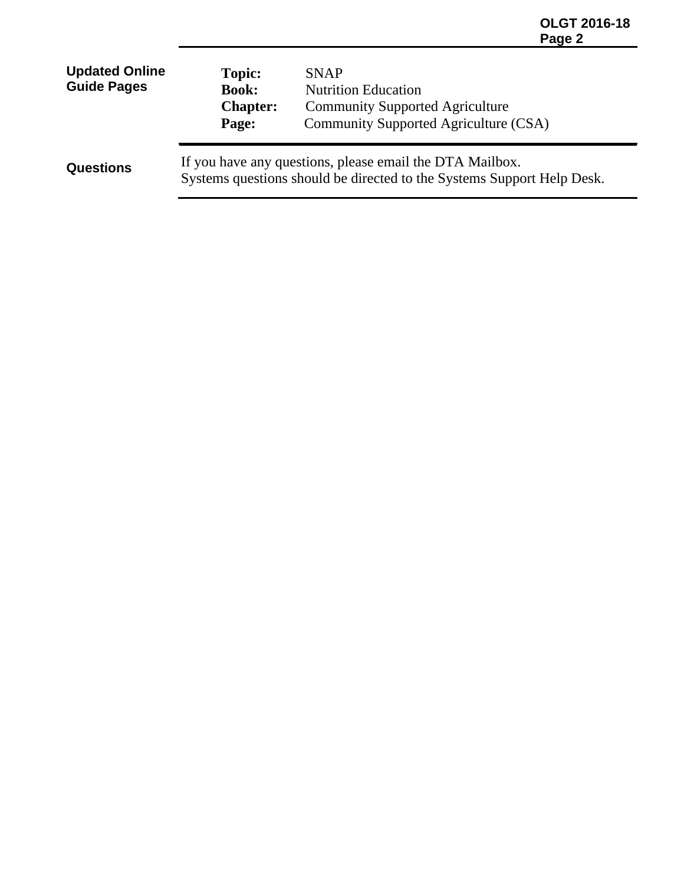**Updated Online Guide Pages**

**Topic:** SNAP
**Book:** Nutrition Education
**Chapter:** Community Supported Agriculture
**Page:** Community Supported Agriculture (CSA)

**Questions**

If you have any questions, please email the DTA Mailbox.
Systems questions should be directed to the Systems Support Help Desk.